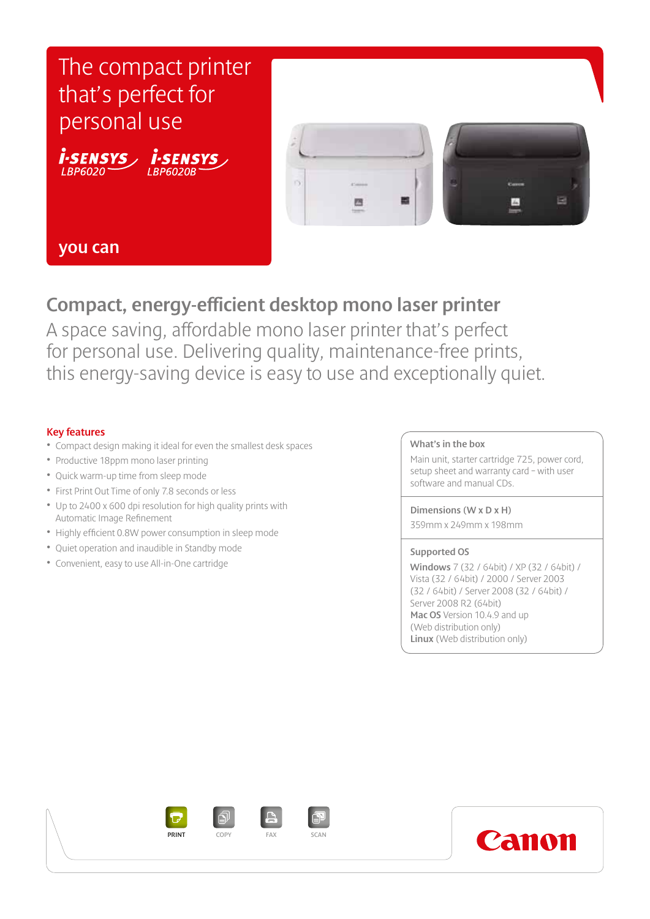# The compact printer that's perfect for personal use

i-SENSYS LBP6020 i-SENSYS LBP6020B

you can

## Compact, energy-efficient desktop mono laser printer

A space saving, affordable mono laser printer that's perfect for personal use. Delivering quality, maintenance-free prints, this energy-saving device is easy to use and exceptionally quiet.

### Key features

- Compact design making it ideal for even the smallest desk spaces
- Productive 18ppm mono laser printing
- Quick warm-up time from sleep mode
- First Print Out Time of only 7.8 seconds or less
- Up to 2400 x 600 dpi resolution for high quality prints with Automatic Image Refinement
- Highly efficient 0.8W power consumption in sleep mode
- Quiet operation and inaudible in Standby mode
- Convenient, easy to use All-in-One cartridge

### What's in the box

Main unit, starter cartridge 725, power cord, setup sheet and warranty card – with user software and manual CDs.

### Dimensions (W x D x H)

359mm x 249mm x 198mm

### Supported OS

**Windows** 7 (32 / 64bit) / XP (32 / 64bit) / Vista (32 / 64bit) / 2000 / Server 2003 (32 / 64bit) / Server 2008 (32 / 64bit) / Server 2008 R2 (64bit)
**Mac OS** Version 10.4.9 and up (Web distribution only)
**Linux** (Web distribution only)

PRINT COPY FAX SCAN

Canon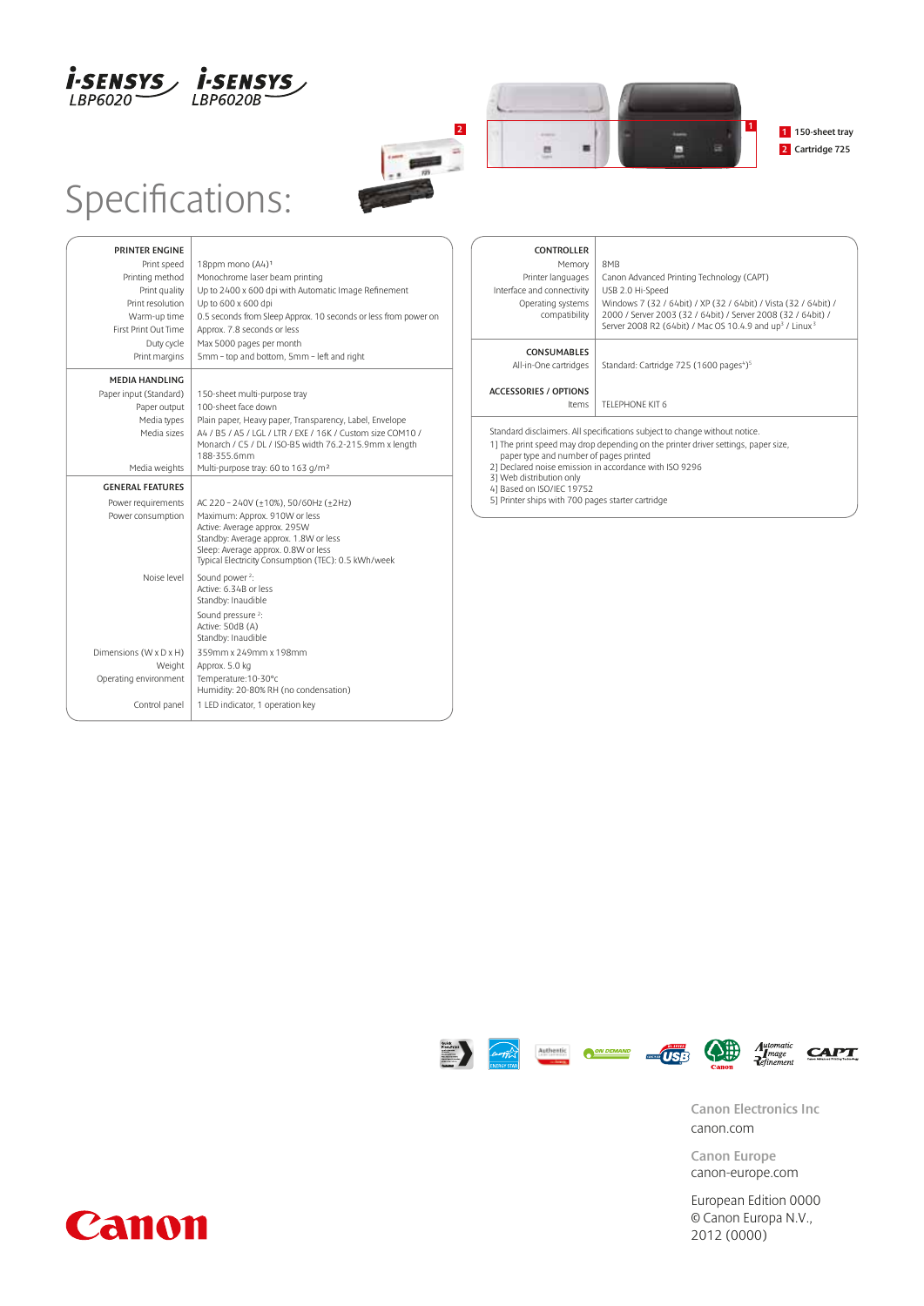i-SENSYS LBP6020 i-SENSYS LBP6020B

1 150-sheet tray
2 Cartridge 725

# Specifications:

| | |
|---|---|
| **PRINTER ENGINE** | |
| Print speed | 18ppm mono (A4)[1] |
| Printing method | Monochrome laser beam printing |
| Print quality | Up to 2400 x 600 dpi with Automatic Image Refinement |
| Print resolution | Up to 600 x 600 dpi |
| Warm-up time | 0.5 seconds from Sleep Approx. 10 seconds or less from power on |
| First Print Out Time | Approx. 7.8 seconds or less |
| Duty cycle | Max 5000 pages per month |
| Print margins | 5mm – top and bottom, 5mm – left and right |
| **MEDIA HANDLING** | |
| Paper input (Standard) | 150-sheet multi-purpose tray |
| Paper output | 100-sheet face down |
| Media types | Plain paper, Heavy paper, Transparency, Label, Envelope |
| Media sizes | A4 / B5 / A5 / LGL / LTR / EXE / 16K / Custom size COM10 / Monarch / C5 / DL / ISO-B5 width 76.2-215.9mm x length 188-355.6mm |
| Media weights | Multi-purpose tray: 60 to 163 g/m² |
| **GENERAL FEATURES** | |
| Power requirements | AC 220 – 240V (±10%), 50/60Hz (±2Hz) |
| Power consumption | Maximum: Approx. 910W or less<br>Active: Average approx. 295W<br>Standby: Average approx. 1.8W or less<br>Sleep: Average approx. 0.8W or less<br>Typical Electricity Consumption (TEC): 0.5 kWh/week |
| Noise level | Sound power [2]:<br>Active: 6.34B or less<br>Standby: Inaudible<br>Sound pressure [2]:<br>Active: 50dB (A)<br>Standby: Inaudible |
| Dimensions (W x D x H) | 359mm x 249mm x 198mm |
| Weight | Approx. 5.0 kg |
| Operating environment | Temperature:10-30°c<br>Humidity: 20-80% RH (no condensation) |
| Control panel | 1 LED indicator, 1 operation key |

| | |
|---|---|
| **CONTROLLER** | |
| Memory | 8MB |
| Printer languages | Canon Advanced Printing Technology (CAPT) |
| Interface and connectivity | USB 2.0 Hi-Speed |
| Operating systems compatibility | Windows 7 (32 / 64bit) / XP (32 / 64bit) / Vista (32 / 64bit) / 2000 / Server 2003 (32 / 64bit) / Server 2008 (32 / 64bit) / Server 2008 R2 (64bit) / Mac OS 10.4.9 and up[3] / Linux[3] |
| **CONSUMABLES** | |
| All-in-One cartridges | Standard: Cartridge 725 (1600 pages[4])[5] |
| **ACCESSORIES / OPTIONS** | |
| Items | TELEPHONE KIT 6 |

Standard disclaimers. All specifications subject to change without notice.

1] The print speed may drop depending on the printer driver settings, paper size, paper type and number of pages printed

2] Declared noise emission in accordance with ISO 9296

3] Web distribution only

4] Based on ISO/IEC 19752

5] Printer ships with 700 pages starter cartridge

Canon Electronics Inc
canon.com

Canon Europe
canon-europe.com

European Edition 0000
© Canon Europa N.V., 2012 (0000)